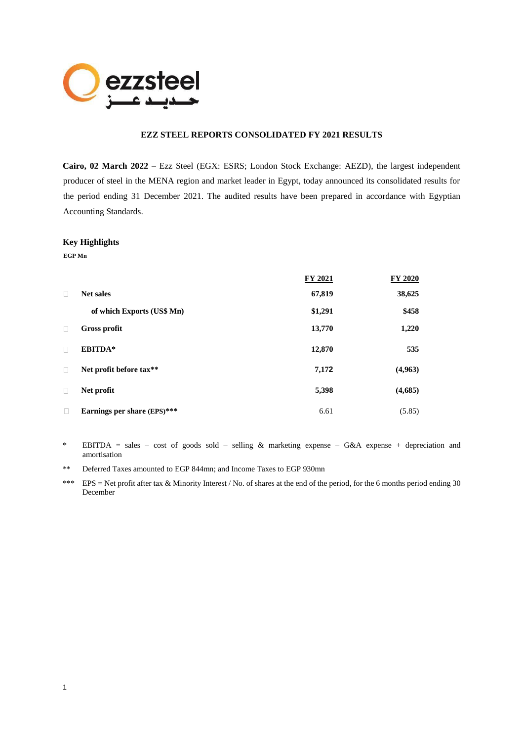## EZZ STEEL REPORTS CONSOLIDATED FY 2021 RESULTS

**Cairo, 02 March 2022** – Ezz Steel (EGX: ESRS; London Stock Exchange: AEZD), the largest independent producer of steel in the MENA region and market leader in Egypt, today announced its consolidated results for the period ending 31 December 2021. The audited results have been prepared in accordance with Egyptian Accounting Standards.

### Key Highlights

**EGP Mn**

| | FY 2021 | FY 2020 |
|---|---|---|
| **Net sales** | **67,819** | **38,625** |
| **of which Exports (US$ Mn)** | **$1,291** | **$458** |
| **Gross profit** | **13,770** | **1,220** |
| **EBITDA*** | **12,870** | **535** |
| **Net profit before tax**** | **7,172** | **(4,963)** |
| **Net profit** | **5,398** | **(4,685)** |
| **Earnings per share (EPS)***** | 6.61 | (5.85) |

\* EBITDA = sales – cost of goods sold – selling & marketing expense – G&A expense + depreciation and amortisation

** Deferred Taxes amounted to EGP 844mn; and Income Taxes to EGP 930mn

*** EPS = Net profit after tax & Minority Interest / No. of shares at the end of the period, for the 6 months period ending 30 December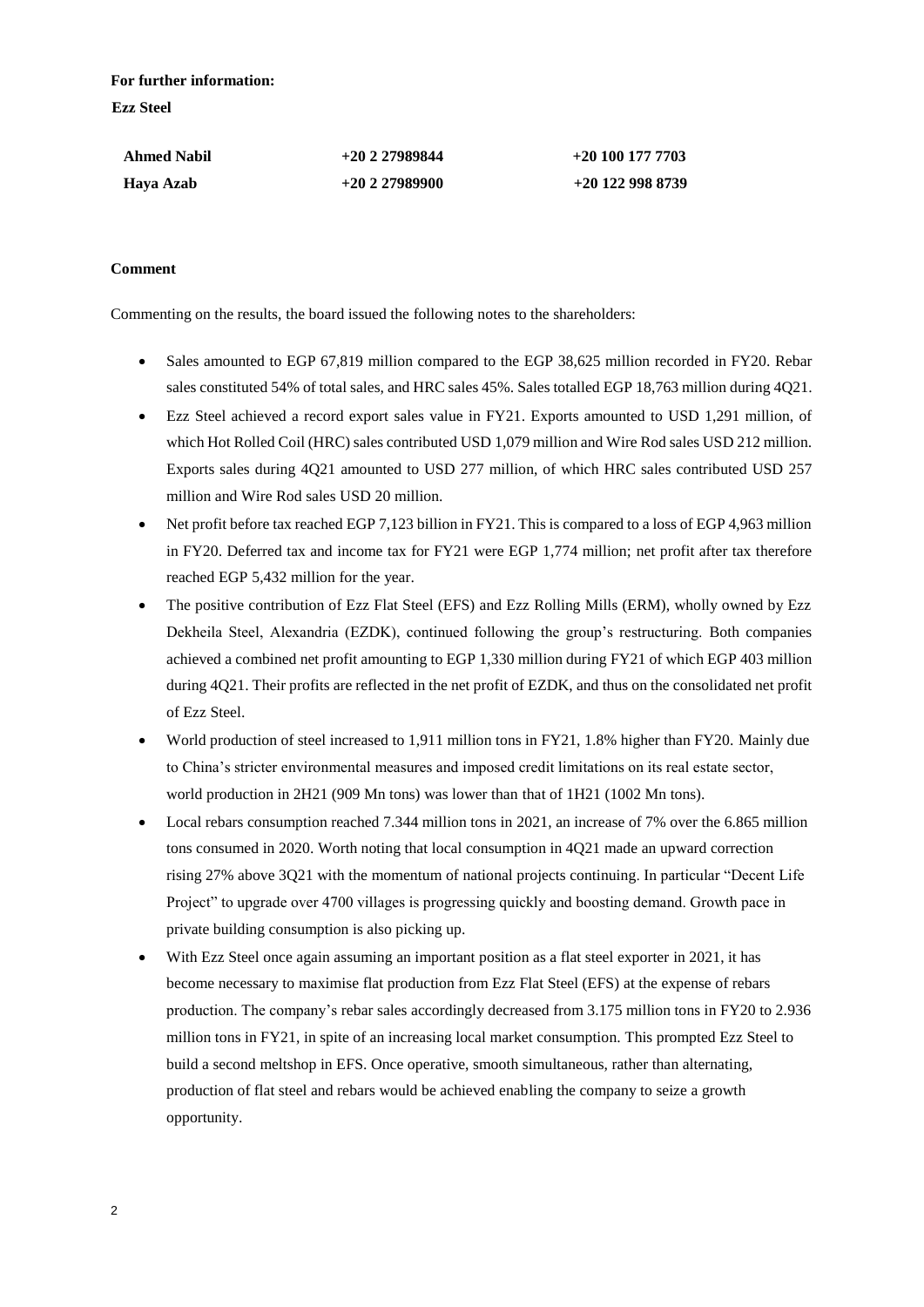**For further information:**

**Ezz Steel**

| | | |
|---|---|---|
| **Ahmed Nabil** | **+20 2 27989844** | **+20 100 177 7703** |
| **Haya Azab** | **+20 2 27989900** | **+20 122 998 8739** |

**Comment**

Commenting on the results, the board issued the following notes to the shareholders:

- Sales amounted to EGP 67,819 million compared to the EGP 38,625 million recorded in FY20. Rebar sales constituted 54% of total sales, and HRC sales 45%. Sales totalled EGP 18,763 million during 4Q21.
- Ezz Steel achieved a record export sales value in FY21. Exports amounted to USD 1,291 million, of which Hot Rolled Coil (HRC) sales contributed USD 1,079 million and Wire Rod sales USD 212 million. Exports sales during 4Q21 amounted to USD 277 million, of which HRC sales contributed USD 257 million and Wire Rod sales USD 20 million.
- Net profit before tax reached EGP 7,123 billion in FY21. This is compared to a loss of EGP 4,963 million in FY20. Deferred tax and income tax for FY21 were EGP 1,774 million; net profit after tax therefore reached EGP 5,432 million for the year.
- The positive contribution of Ezz Flat Steel (EFS) and Ezz Rolling Mills (ERM), wholly owned by Ezz Dekheila Steel, Alexandria (EZDK), continued following the group's restructuring. Both companies achieved a combined net profit amounting to EGP 1,330 million during FY21 of which EGP 403 million during 4Q21. Their profits are reflected in the net profit of EZDK, and thus on the consolidated net profit of Ezz Steel.
- World production of steel increased to 1,911 million tons in FY21, 1.8% higher than FY20. Mainly due to China's stricter environmental measures and imposed credit limitations on its real estate sector, world production in 2H21 (909 Mn tons) was lower than that of 1H21 (1002 Mn tons).
- Local rebars consumption reached 7.344 million tons in 2021, an increase of 7% over the 6.865 million tons consumed in 2020. Worth noting that local consumption in 4Q21 made an upward correction rising 27% above 3Q21 with the momentum of national projects continuing. In particular "Decent Life Project" to upgrade over 4700 villages is progressing quickly and boosting demand. Growth pace in private building consumption is also picking up.
- With Ezz Steel once again assuming an important position as a flat steel exporter in 2021, it has become necessary to maximise flat production from Ezz Flat Steel (EFS) at the expense of rebars production. The company's rebar sales accordingly decreased from 3.175 million tons in FY20 to 2.936 million tons in FY21, in spite of an increasing local market consumption. This prompted Ezz Steel to build a second meltshop in EFS. Once operative, smooth simultaneous, rather than alternating, production of flat steel and rebars would be achieved enabling the company to seize a growth opportunity.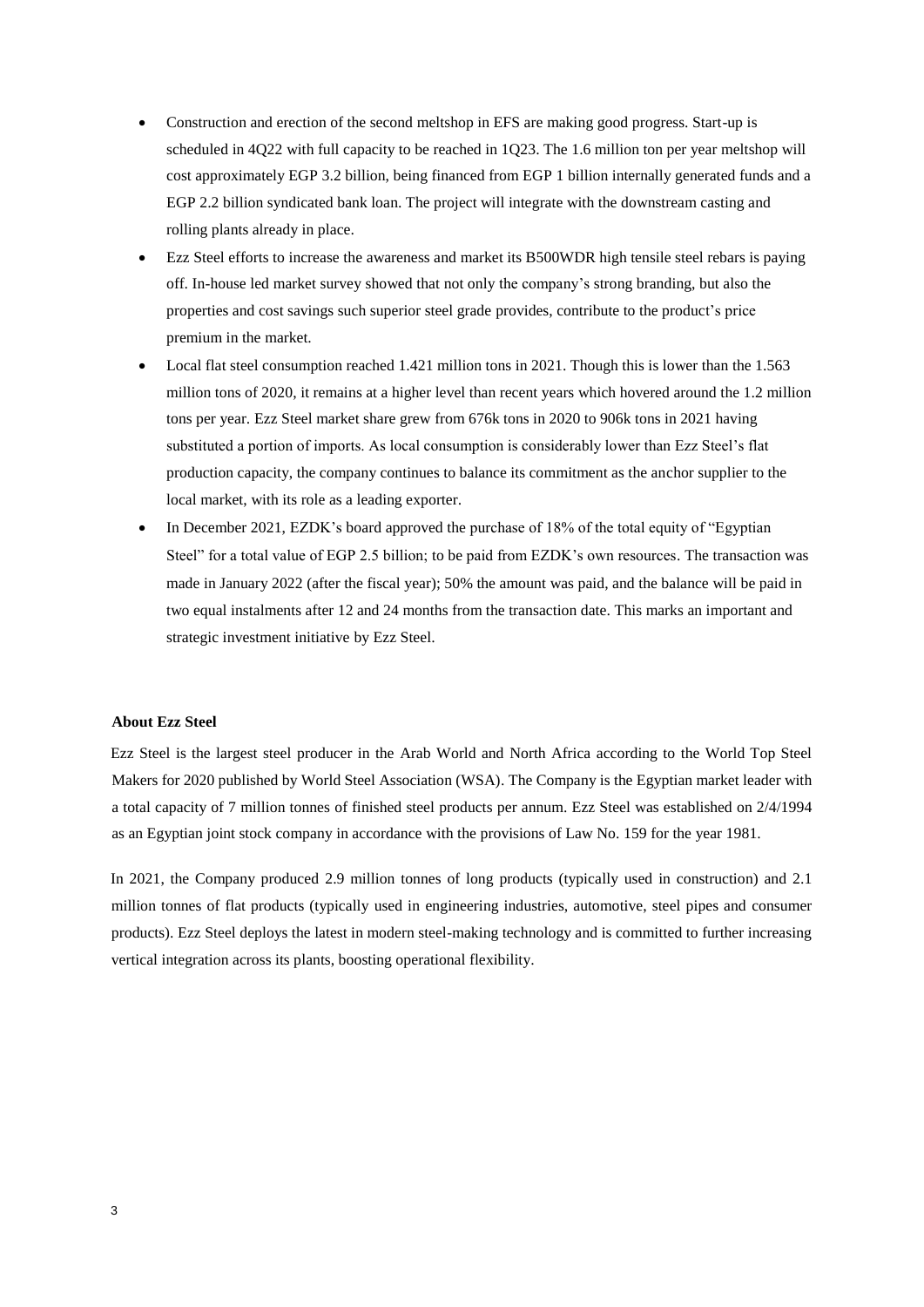- Construction and erection of the second meltshop in EFS are making good progress. Start-up is scheduled in 4Q22 with full capacity to be reached in 1Q23. The 1.6 million ton per year meltshop will cost approximately EGP 3.2 billion, being financed from EGP 1 billion internally generated funds and a EGP 2.2 billion syndicated bank loan. The project will integrate with the downstream casting and rolling plants already in place.
- Ezz Steel efforts to increase the awareness and market its B500WDR high tensile steel rebars is paying off. In-house led market survey showed that not only the company's strong branding, but also the properties and cost savings such superior steel grade provides, contribute to the product's price premium in the market.
- Local flat steel consumption reached 1.421 million tons in 2021. Though this is lower than the 1.563 million tons of 2020, it remains at a higher level than recent years which hovered around the 1.2 million tons per year. Ezz Steel market share grew from 676k tons in 2020 to 906k tons in 2021 having substituted a portion of imports. As local consumption is considerably lower than Ezz Steel's flat production capacity, the company continues to balance its commitment as the anchor supplier to the local market, with its role as a leading exporter.
- In December 2021, EZDK's board approved the purchase of 18% of the total equity of "Egyptian Steel" for a total value of EGP 2.5 billion; to be paid from EZDK's own resources. The transaction was made in January 2022 (after the fiscal year); 50% the amount was paid, and the balance will be paid in two equal instalments after 12 and 24 months from the transaction date. This marks an important and strategic investment initiative by Ezz Steel.

**About Ezz Steel**

Ezz Steel is the largest steel producer in the Arab World and North Africa according to the World Top Steel Makers for 2020 published by World Steel Association (WSA). The Company is the Egyptian market leader with a total capacity of 7 million tonnes of finished steel products per annum. Ezz Steel was established on 2/4/1994 as an Egyptian joint stock company in accordance with the provisions of Law No. 159 for the year 1981.

In 2021, the Company produced 2.9 million tonnes of long products (typically used in construction) and 2.1 million tonnes of flat products (typically used in engineering industries, automotive, steel pipes and consumer products). Ezz Steel deploys the latest in modern steel-making technology and is committed to further increasing vertical integration across its plants, boosting operational flexibility.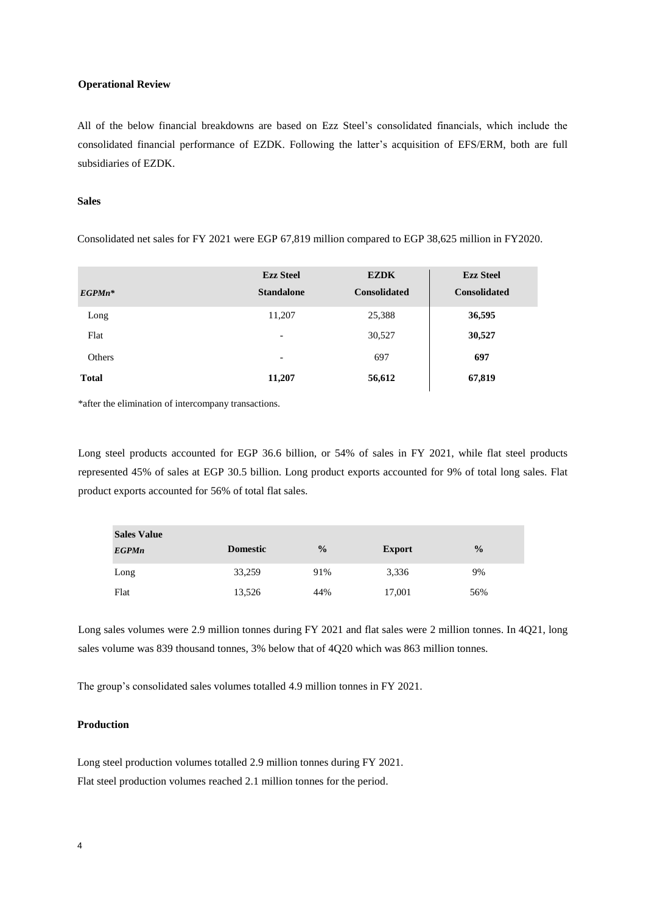**Operational Review**

All of the below financial breakdowns are based on Ezz Steel's consolidated financials, which include the consolidated financial performance of EZDK. Following the latter's acquisition of EFS/ERM, both are full subsidiaries of EZDK.

**Sales**

Consolidated net sales for FY 2021 were EGP 67,819 million compared to EGP 38,625 million in FY2020.

| *EGPMn** | Ezz Steel Standalone | EZDK Consolidated | Ezz Steel Consolidated |
|---|---|---|---|
| Long | 11,207 | 25,388 | **36,595** |
| Flat | - | 30,527 | **30,527** |
| Others | - | 697 | **697** |
| **Total** | **11,207** | **56,612** | **67,819** |

*after the elimination of intercompany transactions.

Long steel products accounted for EGP 36.6 billion, or 54% of sales in FY 2021, while flat steel products represented 45% of sales at EGP 30.5 billion. Long product exports accounted for 9% of total long sales. Flat product exports accounted for 56% of total flat sales.

| **Sales Value** *EGPMn* | Domestic | % | Export | % |
|---|---|---|---|---|
| Long | 33,259 | 91% | 3,336 | 9% |
| Flat | 13,526 | 44% | 17,001 | 56% |

Long sales volumes were 2.9 million tonnes during FY 2021 and flat sales were 2 million tonnes. In 4Q21, long sales volume was 839 thousand tonnes, 3% below that of 4Q20 which was 863 million tonnes.

The group's consolidated sales volumes totalled 4.9 million tonnes in FY 2021.

**Production**

Long steel production volumes totalled 2.9 million tonnes during FY 2021.
Flat steel production volumes reached 2.1 million tonnes for the period.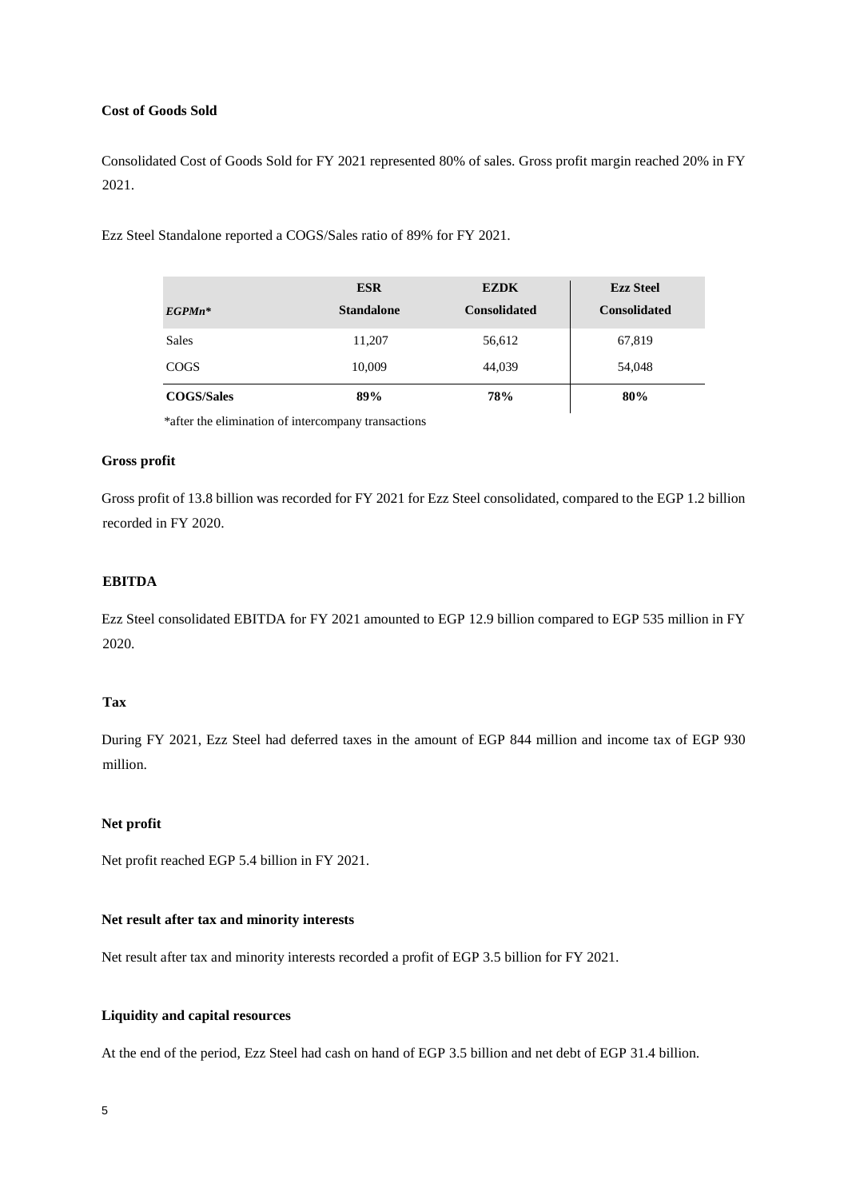**Cost of Goods Sold**

Consolidated Cost of Goods Sold for FY 2021 represented 80% of sales. Gross profit margin reached 20% in FY 2021.

Ezz Steel Standalone reported a COGS/Sales ratio of 89% for FY 2021.

| *EGPMn** | ESR Standalone | EZDK Consolidated | Ezz Steel Consolidated |
|---|---|---|---|
| Sales | 11,207 | 56,612 | 67,819 |
| COGS | 10,009 | 44,039 | 54,048 |
| **COGS/Sales** | **89%** | **78%** | **80%** |

*after the elimination of intercompany transactions

**Gross profit**

Gross profit of 13.8 billion was recorded for FY 2021 for Ezz Steel consolidated, compared to the EGP 1.2 billion recorded in FY 2020.

**EBITDA**

Ezz Steel consolidated EBITDA for FY 2021 amounted to EGP 12.9 billion compared to EGP 535 million in FY 2020.

**Tax**

During FY 2021, Ezz Steel had deferred taxes in the amount of EGP 844 million and income tax of EGP 930 million.

**Net profit**

Net profit reached EGP 5.4 billion in FY 2021.

**Net result after tax and minority interests**

Net result after tax and minority interests recorded a profit of EGP 3.5 billion for FY 2021.

**Liquidity and capital resources**

At the end of the period, Ezz Steel had cash on hand of EGP 3.5 billion and net debt of EGP 31.4 billion.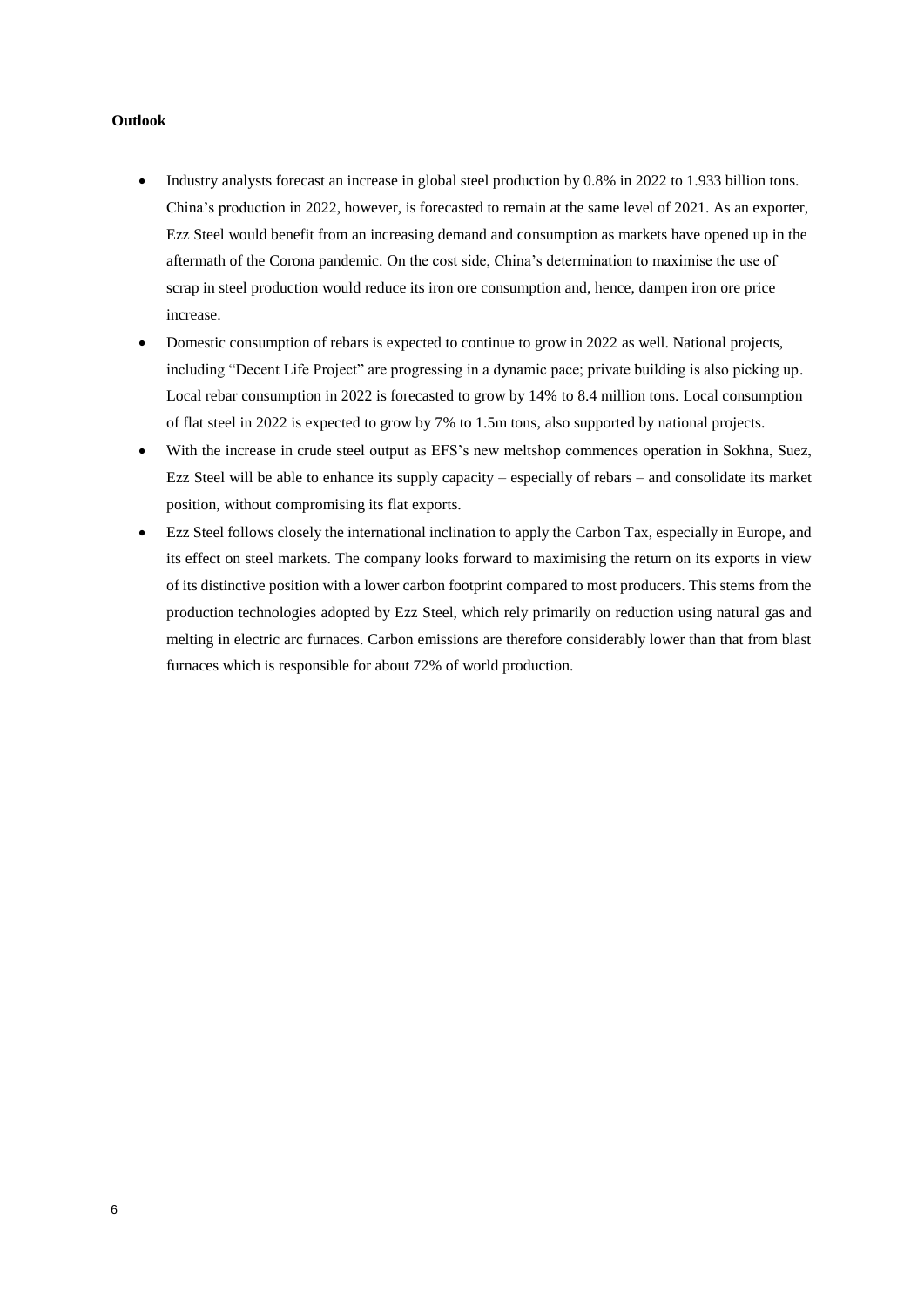**Outlook**

- Industry analysts forecast an increase in global steel production by 0.8% in 2022 to 1.933 billion tons. China's production in 2022, however, is forecasted to remain at the same level of 2021. As an exporter, Ezz Steel would benefit from an increasing demand and consumption as markets have opened up in the aftermath of the Corona pandemic. On the cost side, China's determination to maximise the use of scrap in steel production would reduce its iron ore consumption and, hence, dampen iron ore price increase.
- Domestic consumption of rebars is expected to continue to grow in 2022 as well. National projects, including "Decent Life Project" are progressing in a dynamic pace; private building is also picking up. Local rebar consumption in 2022 is forecasted to grow by 14% to 8.4 million tons. Local consumption of flat steel in 2022 is expected to grow by 7% to 1.5m tons, also supported by national projects.
- With the increase in crude steel output as EFS's new meltshop commences operation in Sokhna, Suez, Ezz Steel will be able to enhance its supply capacity – especially of rebars – and consolidate its market position, without compromising its flat exports.
- Ezz Steel follows closely the international inclination to apply the Carbon Tax, especially in Europe, and its effect on steel markets. The company looks forward to maximising the return on its exports in view of its distinctive position with a lower carbon footprint compared to most producers. This stems from the production technologies adopted by Ezz Steel, which rely primarily on reduction using natural gas and melting in electric arc furnaces. Carbon emissions are therefore considerably lower than that from blast furnaces which is responsible for about 72% of world production.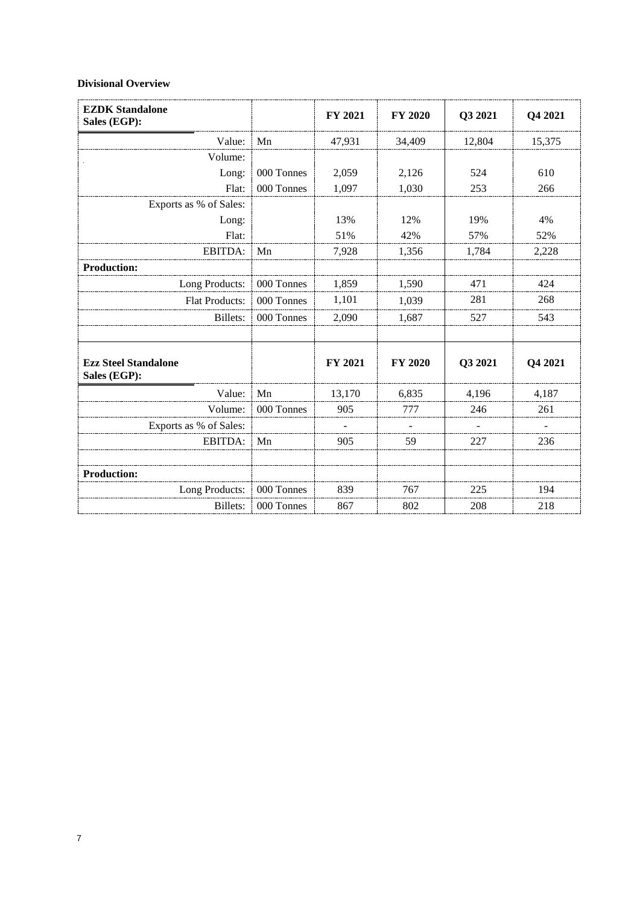**Divisional Overview**

| **EZDK Standalone Sales (EGP):** | | **FY 2021** | **FY 2020** | **Q3 2021** | **Q4 2021** |
|---|---|---|---|---|---|
| Value: | Mn | 47,931 | 34,409 | 12,804 | 15,375 |
| Volume: | | | | | |
| Long: | 000 Tonnes | 2,059 | 2,126 | 524 | 610 |
| Flat: | 000 Tonnes | 1,097 | 1,030 | 253 | 266 |
| Exports as % of Sales: | | | | | |
| Long: | | 13% | 12% | 19% | 4% |
| Flat: | | 51% | 42% | 57% | 52% |
| EBITDA: | Mn | 7,928 | 1,356 | 1,784 | 2,228 |
| **Production:** | | | | | |
| Long Products: | 000 Tonnes | 1,859 | 1,590 | 471 | 424 |
| Flat Products: | 000 Tonnes | 1,101 | 1,039 | 281 | 268 |
| Billets: | 000 Tonnes | 2,090 | 1,687 | 527 | 543 |

| **Ezz Steel Standalone Sales (EGP):** | | **FY 2021** | **FY 2020** | **Q3 2021** | **Q4 2021** |
|---|---|---|---|---|---|
| Value: | Mn | 13,170 | 6,835 | 4,196 | 4,187 |
| Volume: | 000 Tonnes | 905 | 777 | 246 | 261 |
| Exports as % of Sales: | | - | - | - | - |
| EBITDA: | Mn | 905 | 59 | 227 | 236 |
| **Production:** | | | | | |
| Long Products: | 000 Tonnes | 839 | 767 | 225 | 194 |
| Billets: | 000 Tonnes | 867 | 802 | 208 | 218 |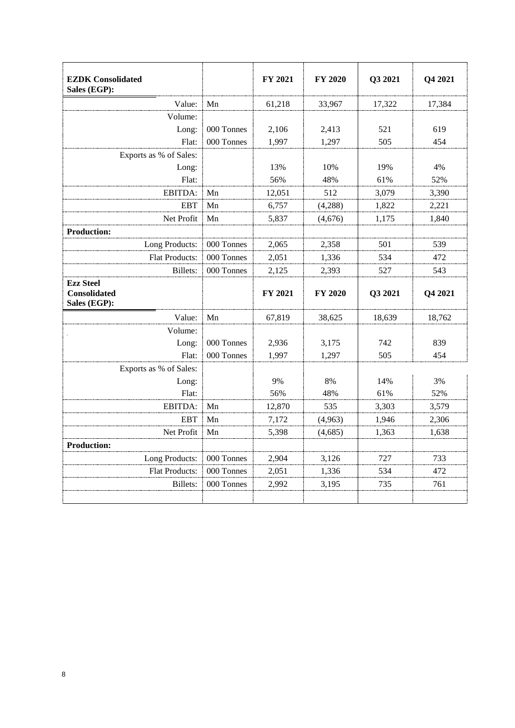| EZDK Consolidated Sales (EGP): | | FY 2021 | FY 2020 | Q3 2021 | Q4 2021 |
|---|---|---|---|---|---|
| Value: | Mn | 61,218 | 33,967 | 17,322 | 17,384 |
| Volume: | | | | | |
| Long: | 000 Tonnes | 2,106 | 2,413 | 521 | 619 |
| Flat: | 000 Tonnes | 1,997 | 1,297 | 505 | 454 |
| Exports as % of Sales: | | | | | |
| Long: | | 13% | 10% | 19% | 4% |
| Flat: | | 56% | 48% | 61% | 52% |
| EBITDA: | Mn | 12,051 | 512 | 3,079 | 3,390 |
| EBT | Mn | 6,757 | (4,288) | 1,822 | 2,221 |
| Net Profit | Mn | 5,837 | (4,676) | 1,175 | 1,840 |
| **Production:** | | | | | |
| Long Products: | 000 Tonnes | 2,065 | 2,358 | 501 | 539 |
| Flat Products: | 000 Tonnes | 2,051 | 1,336 | 534 | 472 |
| Billets: | 000 Tonnes | 2,125 | 2,393 | 527 | 543 |
| **Ezz Steel Consolidated Sales (EGP):** | | **FY 2021** | **FY 2020** | **Q3 2021** | **Q4 2021** |
| Value: | Mn | 67,819 | 38,625 | 18,639 | 18,762 |
| Volume: | | | | | |
| Long: | 000 Tonnes | 2,936 | 3,175 | 742 | 839 |
| Flat: | 000 Tonnes | 1,997 | 1,297 | 505 | 454 |
| Exports as % of Sales: | | | | | |
| Long: | | 9% | 8% | 14% | 3% |
| Flat: | | 56% | 48% | 61% | 52% |
| EBITDA: | Mn | 12,870 | 535 | 3,303 | 3,579 |
| EBT | Mn | 7,172 | (4,963) | 1,946 | 2,306 |
| Net Profit | Mn | 5,398 | (4,685) | 1,363 | 1,638 |
| **Production:** | | | | | |
| Long Products: | 000 Tonnes | 2,904 | 3,126 | 727 | 733 |
| Flat Products: | 000 Tonnes | 2,051 | 1,336 | 534 | 472 |
| Billets: | 000 Tonnes | 2,992 | 3,195 | 735 | 761 |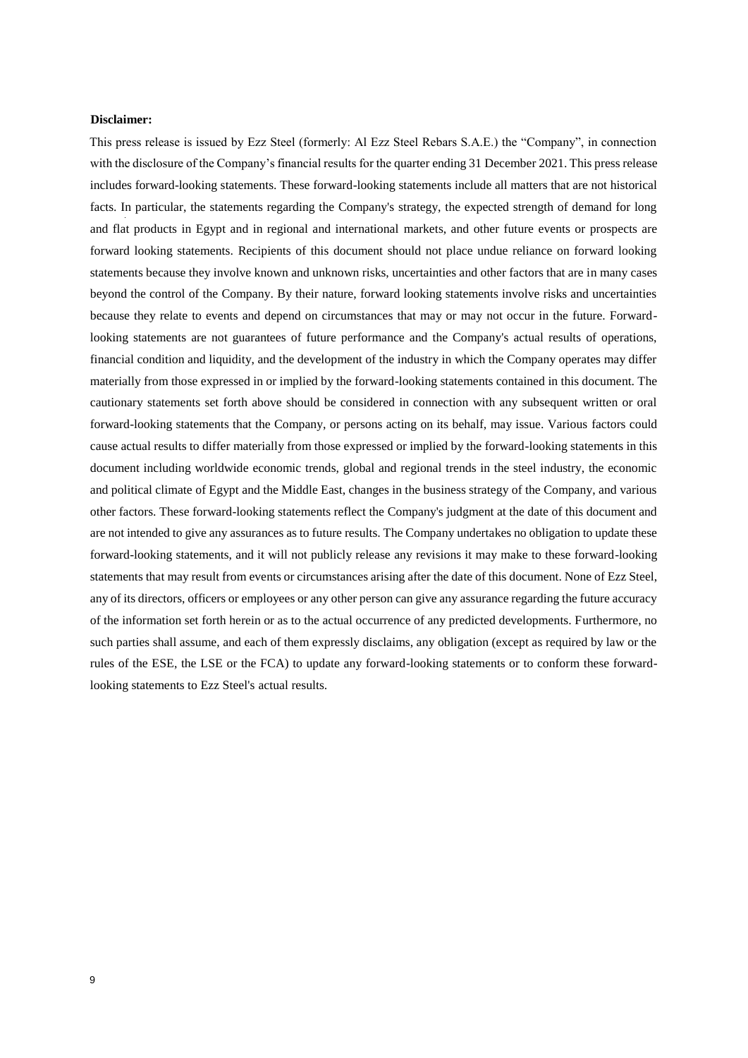**Disclaimer:**

This press release is issued by Ezz Steel (formerly: Al Ezz Steel Rebars S.A.E.) the "Company", in connection with the disclosure of the Company's financial results for the quarter ending 31 December 2021. This press release includes forward-looking statements. These forward-looking statements include all matters that are not historical facts. In particular, the statements regarding the Company's strategy, the expected strength of demand for long and flat products in Egypt and in regional and international markets, and other future events or prospects are forward looking statements. Recipients of this document should not place undue reliance on forward looking statements because they involve known and unknown risks, uncertainties and other factors that are in many cases beyond the control of the Company. By their nature, forward looking statements involve risks and uncertainties because they relate to events and depend on circumstances that may or may not occur in the future. Forward-looking statements are not guarantees of future performance and the Company's actual results of operations, financial condition and liquidity, and the development of the industry in which the Company operates may differ materially from those expressed in or implied by the forward-looking statements contained in this document. The cautionary statements set forth above should be considered in connection with any subsequent written or oral forward-looking statements that the Company, or persons acting on its behalf, may issue. Various factors could cause actual results to differ materially from those expressed or implied by the forward-looking statements in this document including worldwide economic trends, global and regional trends in the steel industry, the economic and political climate of Egypt and the Middle East, changes in the business strategy of the Company, and various other factors. These forward-looking statements reflect the Company's judgment at the date of this document and are not intended to give any assurances as to future results. The Company undertakes no obligation to update these forward-looking statements, and it will not publicly release any revisions it may make to these forward-looking statements that may result from events or circumstances arising after the date of this document. None of Ezz Steel, any of its directors, officers or employees or any other person can give any assurance regarding the future accuracy of the information set forth herein or as to the actual occurrence of any predicted developments. Furthermore, no such parties shall assume, and each of them expressly disclaims, any obligation (except as required by law or the rules of the ESE, the LSE or the FCA) to update any forward-looking statements or to conform these forward-looking statements to Ezz Steel's actual results.